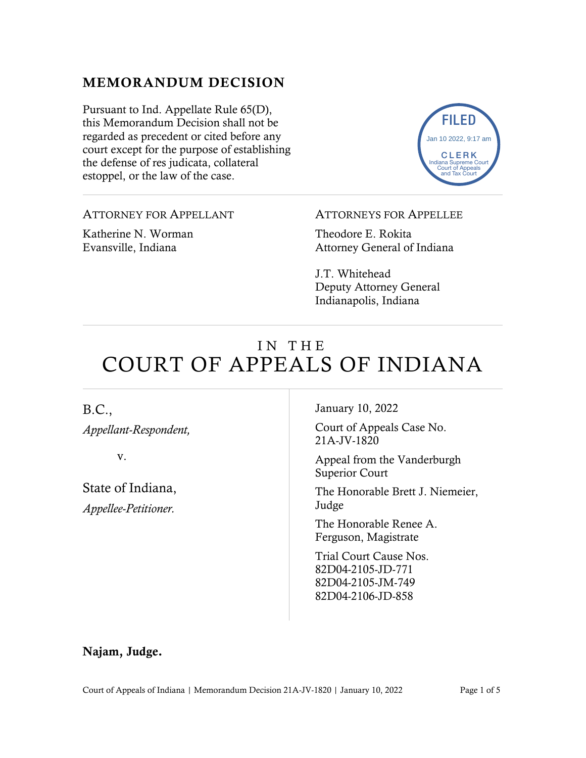## MEMORANDUM DECISION

Pursuant to Ind. Appellate Rule 65(D), this Memorandum Decision shall not be regarded as precedent or cited before any court except for the purpose of establishing the defense of res judicata, collateral estoppel, or the law of the case.

FILED
Jan 10 2022, 9:17 am
CLERK
Indiana Supreme Court
Court of Appeals
and Tax Court

---

ATTORNEY FOR APPELLANT

Katherine N. Worman
Evansville, Indiana

ATTORNEYS FOR APPELLEE

Theodore E. Rokita
Attorney General of Indiana

J.T. Whitehead
Deputy Attorney General
Indianapolis, Indiana

---

# IN THE COURT OF APPEALS OF INDIANA

B.C.,
*Appellant-Respondent,*

v.

State of Indiana,
*Appellee-Petitioner.*

January 10, 2022

Court of Appeals Case No. 21A-JV-1820

Appeal from the Vanderburgh Superior Court

The Honorable Brett J. Niemeier, Judge

The Honorable Renee A. Ferguson, Magistrate

Trial Court Cause Nos.
82D04-2105-JD-771
82D04-2105-JM-749
82D04-2106-JD-858

**Najam, Judge.**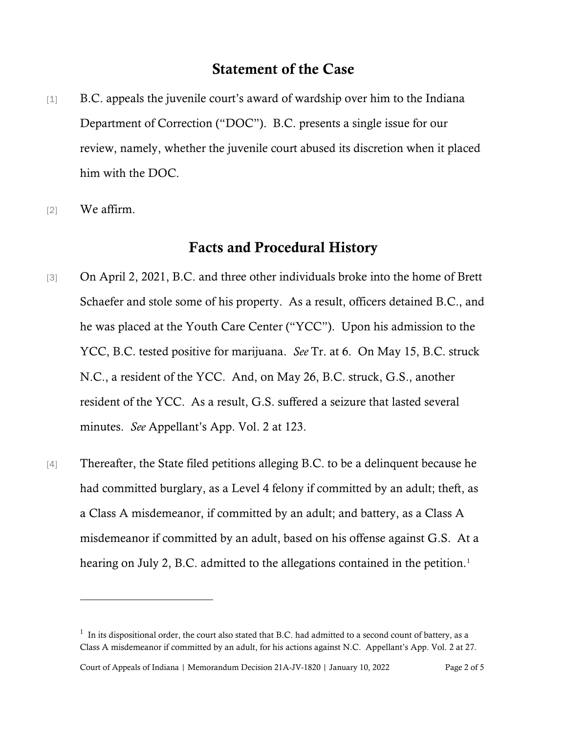## Statement of the Case

[1] B.C. appeals the juvenile court's award of wardship over him to the Indiana Department of Correction ("DOC"). B.C. presents a single issue for our review, namely, whether the juvenile court abused its discretion when it placed him with the DOC.

[2] We affirm.

## Facts and Procedural History

[3] On April 2, 2021, B.C. and three other individuals broke into the home of Brett Schaefer and stole some of his property. As a result, officers detained B.C., and he was placed at the Youth Care Center ("YCC"). Upon his admission to the YCC, B.C. tested positive for marijuana. *See* Tr. at 6. On May 15, B.C. struck N.C., a resident of the YCC. And, on May 26, B.C. struck, G.S., another resident of the YCC. As a result, G.S. suffered a seizure that lasted several minutes. *See* Appellant's App. Vol. 2 at 123.

[4] Thereafter, the State filed petitions alleging B.C. to be a delinquent because he had committed burglary, as a Level 4 felony if committed by an adult; theft, as a Class A misdemeanor, if committed by an adult; and battery, as a Class A misdemeanor if committed by an adult, based on his offense against G.S. At a hearing on July 2, B.C. admitted to the allegations contained in the petition.[1]

---

[1] In its dispositional order, the court also stated that B.C. had admitted to a second count of battery, as a Class A misdemeanor if committed by an adult, for his actions against N.C. Appellant's App. Vol. 2 at 27.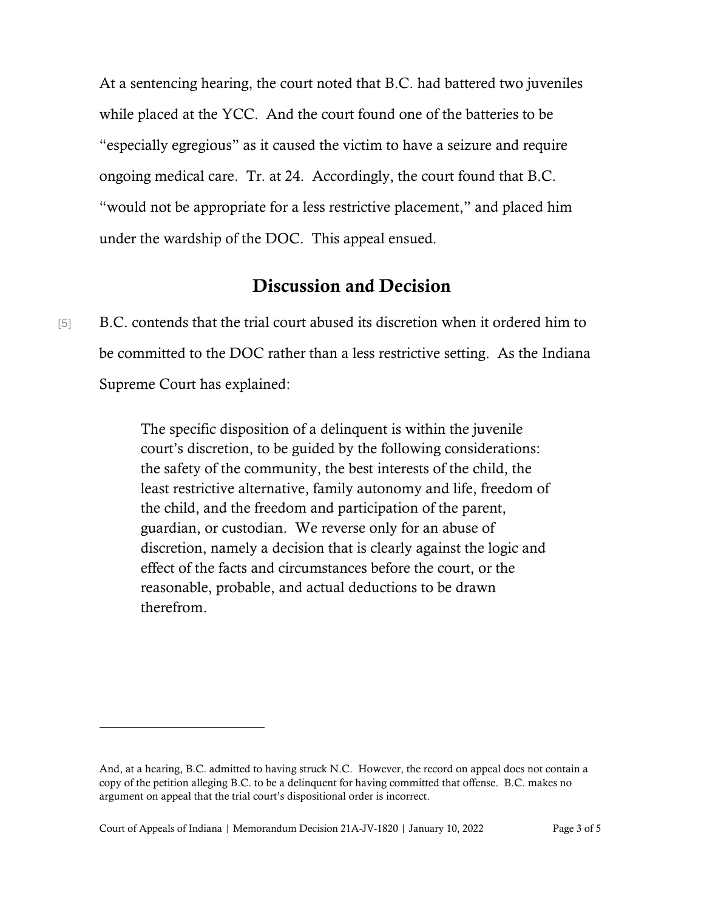At a sentencing hearing, the court noted that B.C. had battered two juveniles while placed at the YCC. And the court found one of the batteries to be "especially egregious" as it caused the victim to have a seizure and require ongoing medical care. Tr. at 24. Accordingly, the court found that B.C. "would not be appropriate for a less restrictive placement," and placed him under the wardship of the DOC. This appeal ensued.

## Discussion and Decision

[5] B.C. contends that the trial court abused its discretion when it ordered him to be committed to the DOC rather than a less restrictive setting. As the Indiana Supreme Court has explained:

> The specific disposition of a delinquent is within the juvenile court's discretion, to be guided by the following considerations: the safety of the community, the best interests of the child, the least restrictive alternative, family autonomy and life, freedom of the child, and the freedom and participation of the parent, guardian, or custodian. We reverse only for an abuse of discretion, namely a decision that is clearly against the logic and effect of the facts and circumstances before the court, or the reasonable, probable, and actual deductions to be drawn therefrom.

---

And, at a hearing, B.C. admitted to having struck N.C. However, the record on appeal does not contain a copy of the petition alleging B.C. to be a delinquent for having committed that offense. B.C. makes no argument on appeal that the trial court's dispositional order is incorrect.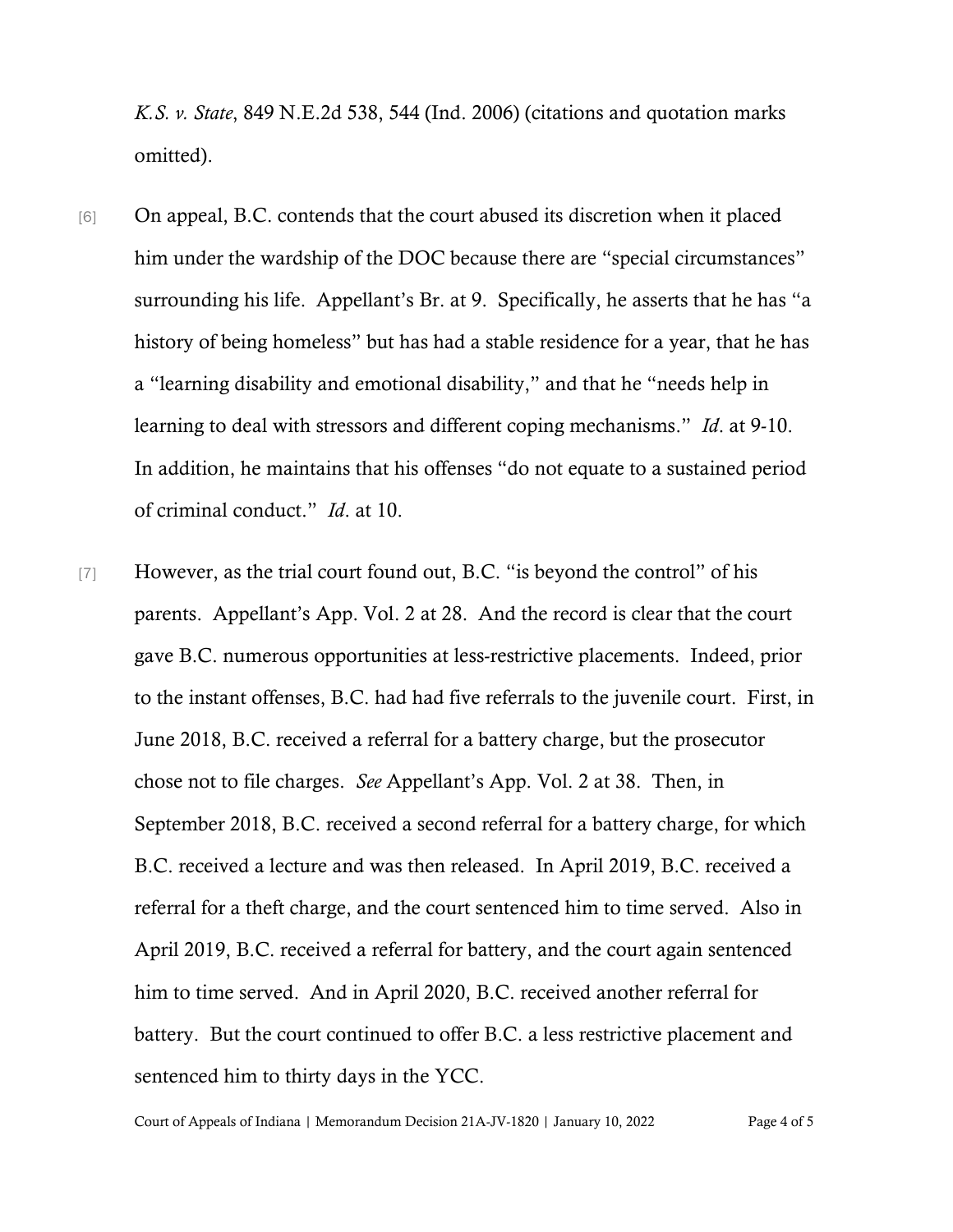*K.S. v. State*, 849 N.E.2d 538, 544 (Ind. 2006) (citations and quotation marks omitted).

[6] On appeal, B.C. contends that the court abused its discretion when it placed him under the wardship of the DOC because there are "special circumstances" surrounding his life. Appellant's Br. at 9. Specifically, he asserts that he has "a history of being homeless" but has had a stable residence for a year, that he has a "learning disability and emotional disability," and that he "needs help in learning to deal with stressors and different coping mechanisms." *Id*. at 9-10. In addition, he maintains that his offenses "do not equate to a sustained period of criminal conduct." *Id*. at 10.

[7] However, as the trial court found out, B.C. "is beyond the control" of his parents. Appellant's App. Vol. 2 at 28. And the record is clear that the court gave B.C. numerous opportunities at less-restrictive placements. Indeed, prior to the instant offenses, B.C. had had five referrals to the juvenile court. First, in June 2018, B.C. received a referral for a battery charge, but the prosecutor chose not to file charges. *See* Appellant's App. Vol. 2 at 38. Then, in September 2018, B.C. received a second referral for a battery charge, for which B.C. received a lecture and was then released. In April 2019, B.C. received a referral for a theft charge, and the court sentenced him to time served. Also in April 2019, B.C. received a referral for battery, and the court again sentenced him to time served. And in April 2020, B.C. received another referral for battery. But the court continued to offer B.C. a less restrictive placement and sentenced him to thirty days in the YCC.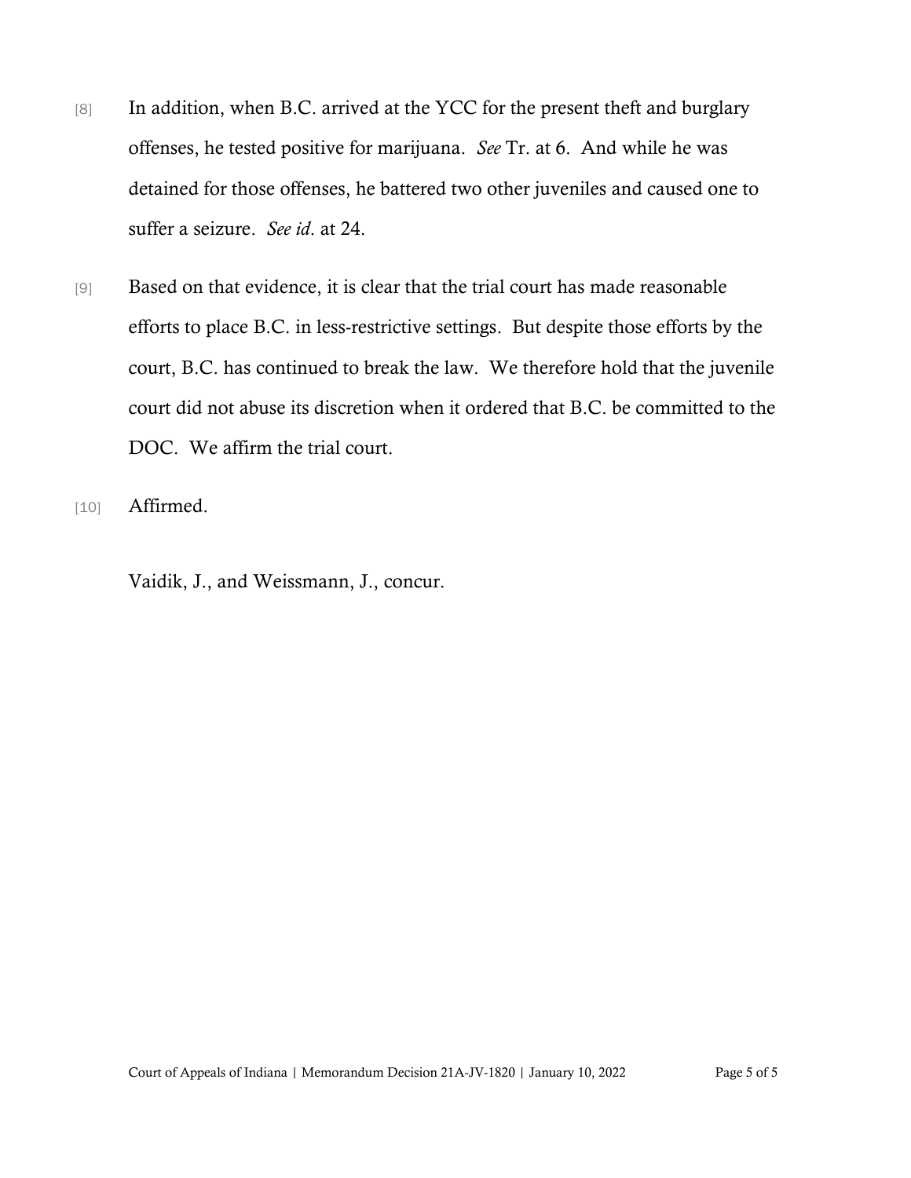[8] In addition, when B.C. arrived at the YCC for the present theft and burglary offenses, he tested positive for marijuana. *See* Tr. at 6. And while he was detained for those offenses, he battered two other juveniles and caused one to suffer a seizure. *See id*. at 24.

[9] Based on that evidence, it is clear that the trial court has made reasonable efforts to place B.C. in less-restrictive settings. But despite those efforts by the court, B.C. has continued to break the law. We therefore hold that the juvenile court did not abuse its discretion when it ordered that B.C. be committed to the DOC. We affirm the trial court.

[10] Affirmed.

Vaidik, J., and Weissmann, J., concur.